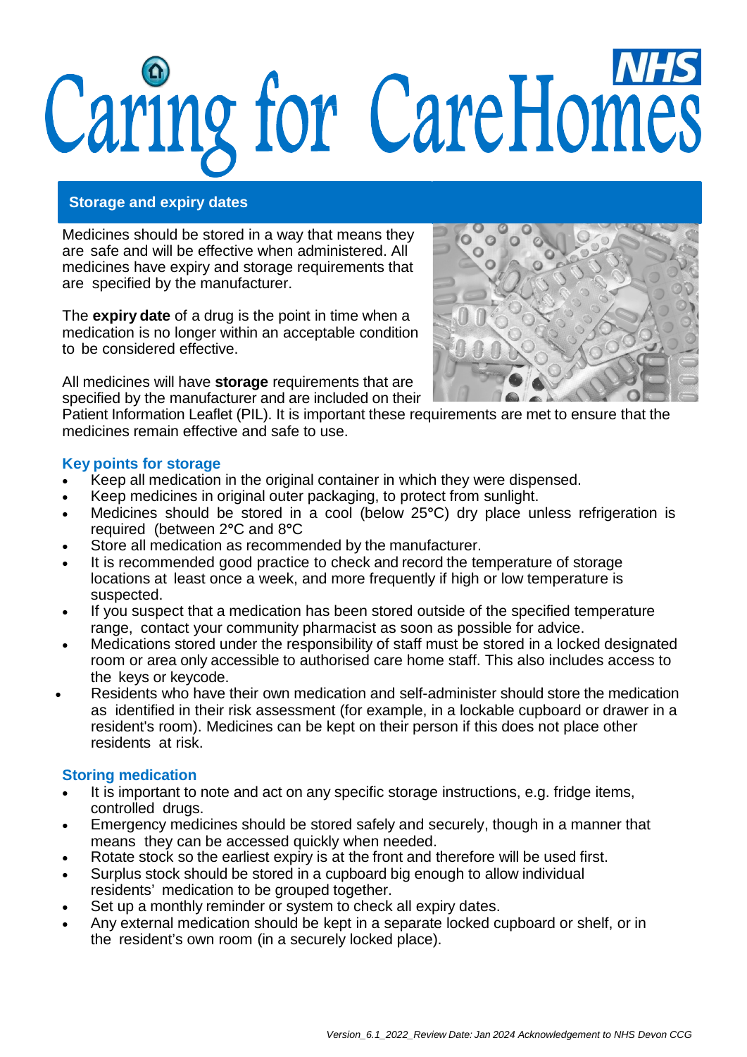# Caring for Care Homes

## Storage and expiry dates

Medicines should be stored in a way that means they are safe and will be effective when administered. All medicines have expiry and storage requirements that are specified by the manufacturer.

The **expiry date** of a drug is the point in time when a medication is no longer within an acceptable condition to be considered effective.

All medicines will have **storage** requirements that are specified by the manufacturer and are included on their Patient Information Leaflet (PIL). It is important these requirements are met to ensure that the medicines remain effective and safe to use.

### Key points for storage

- Keep all medication in the original container in which they were dispensed.
- Keep medicines in original outer packaging, to protect from sunlight.
- Medicines should be stored in a cool (below 25°C) dry place unless refrigeration is required (between 2°C and 8°C
- Store all medication as recommended by the manufacturer.
- It is recommended good practice to check and record the temperature of storage locations at least once a week, and more frequently if high or low temperature is suspected.
- If you suspect that a medication has been stored outside of the specified temperature range, contact your community pharmacist as soon as possible for advice.
- Medications stored under the responsibility of staff must be stored in a locked designated room or area only accessible to authorised care home staff. This also includes access to the keys or keycode.
- Residents who have their own medication and self-administer should store the medication as identified in their risk assessment (for example, in a lockable cupboard or drawer in a resident's room). Medicines can be kept on their person if this does not place other residents at risk.

### Storing medication

- It is important to note and act on any specific storage instructions, e.g. fridge items, controlled drugs.
- Emergency medicines should be stored safely and securely, though in a manner that means they can be accessed quickly when needed.
- Rotate stock so the earliest expiry is at the front and therefore will be used first.
- Surplus stock should be stored in a cupboard big enough to allow individual residents' medication to be grouped together.
- Set up a monthly reminder or system to check all expiry dates.
- Any external medication should be kept in a separate locked cupboard or shelf, or in the resident's own room (in a securely locked place).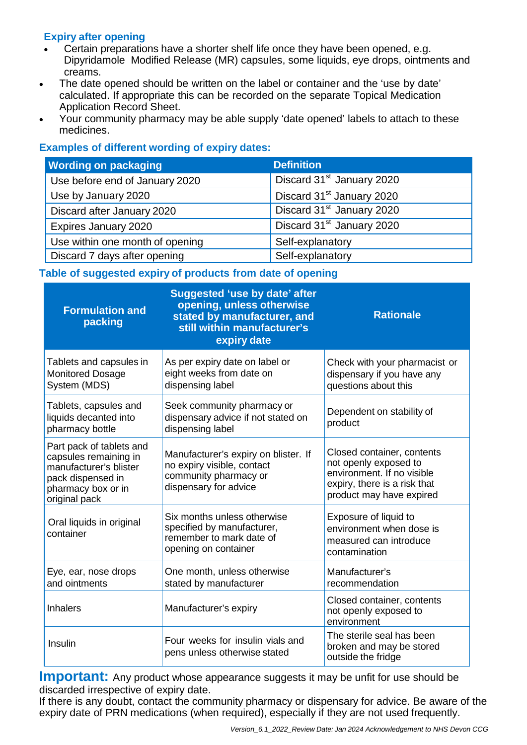### Expiry after opening

- Certain preparations have a shorter shelf life once they have been opened, e.g. Dipyridamole Modified Release (MR) capsules, some liquids, eye drops, ointments and creams.
- The date opened should be written on the label or container and the 'use by date' calculated. If appropriate this can be recorded on the separate Topical Medication Application Record Sheet.
- Your community pharmacy may be able supply 'date opened' labels to attach to these medicines.

### Examples of different wording of expiry dates:

| Wording on packaging | Definition |
|---|---|
| Use before end of January 2020 | Discard 31st January 2020 |
| Use by January 2020 | Discard 31st January 2020 |
| Discard after January 2020 | Discard 31st January 2020 |
| Expires January 2020 | Discard 31st January 2020 |
| Use within one month of opening | Self-explanatory |
| Discard 7 days after opening | Self-explanatory |

### Table of suggested expiry of products from date of opening

| Formulation and packing | Suggested 'use by date' after opening, unless otherwise stated by manufacturer, and still within manufacturer's expiry date | Rationale |
|---|---|---|
| Tablets and capsules in Monitored Dosage System (MDS) | As per expiry date on label or eight weeks from date on dispensing label | Check with your pharmacist or dispensary if you have any questions about this |
| Tablets, capsules and liquids decanted into pharmacy bottle | Seek community pharmacy or dispensary advice if not stated on dispensing label | Dependent on stability of product |
| Part pack of tablets and capsules remaining in manufacturer's blister pack dispensed in pharmacy box or in original pack | Manufacturer's expiry on blister. If no expiry visible, contact community pharmacy or dispensary for advice | Closed container, contents not openly exposed to environment. If no visible expiry, there is a risk that product may have expired |
| Oral liquids in original container | Six months unless otherwise specified by manufacturer, remember to mark date of opening on container | Exposure of liquid to environment when dose is measured can introduce contamination |
| Eye, ear, nose drops and ointments | One month, unless otherwise stated by manufacturer | Manufacturer's recommendation |
| Inhalers | Manufacturer's expiry | Closed container, contents not openly exposed to environment |
| Insulin | Four weeks for insulin vials and pens unless otherwise stated | The sterile seal has been broken and may be stored outside the fridge |

**Important:** Any product whose appearance suggests it may be unfit for use should be discarded irrespective of expiry date.
If there is any doubt, contact the community pharmacy or dispensary for advice. Be aware of the expiry date of PRN medications (when required), especially if they are not used frequently.

*Version_6.1_2022_Review Date: Jan 2024 Acknowledgement to NHS Devon CCG*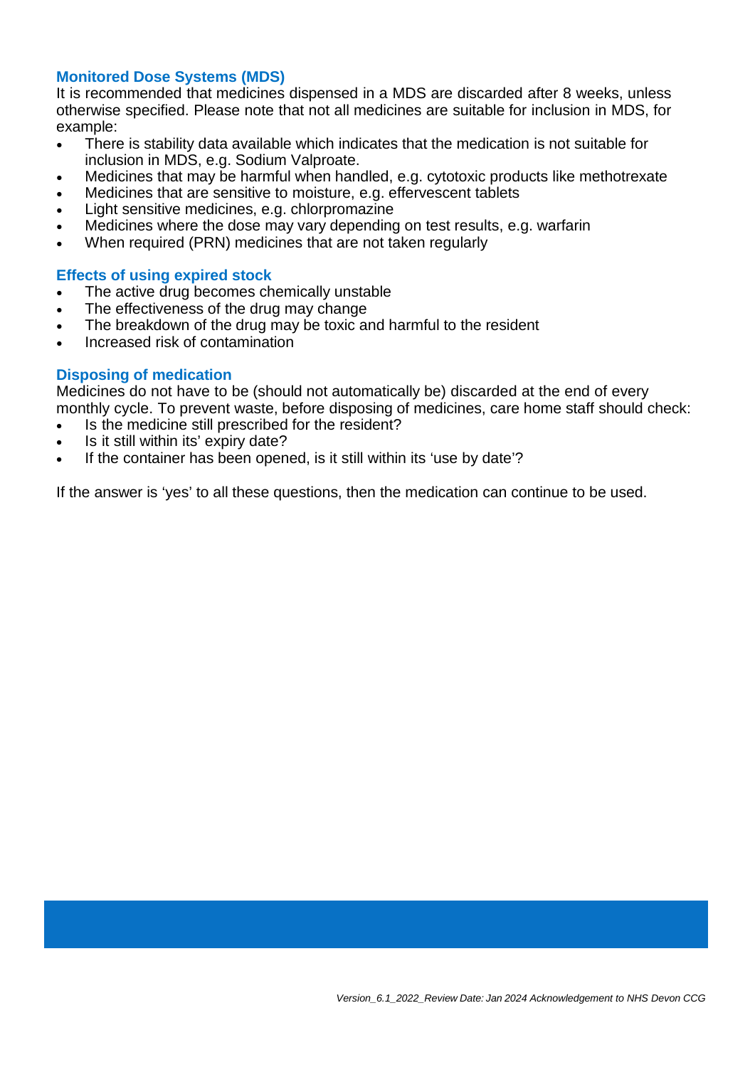## Monitored Dose Systems (MDS)

It is recommended that medicines dispensed in a MDS are discarded after 8 weeks, unless otherwise specified. Please note that not all medicines are suitable for inclusion in MDS, for example:

- There is stability data available which indicates that the medication is not suitable for inclusion in MDS, e.g. Sodium Valproate.
- Medicines that may be harmful when handled, e.g. cytotoxic products like methotrexate
- Medicines that are sensitive to moisture, e.g. effervescent tablets
- Light sensitive medicines, e.g. chlorpromazine
- Medicines where the dose may vary depending on test results, e.g. warfarin
- When required (PRN) medicines that are not taken regularly

## Effects of using expired stock

- The active drug becomes chemically unstable
- The effectiveness of the drug may change
- The breakdown of the drug may be toxic and harmful to the resident
- Increased risk of contamination

## Disposing of medication

Medicines do not have to be (should not automatically be) discarded at the end of every monthly cycle. To prevent waste, before disposing of medicines, care home staff should check:

- Is the medicine still prescribed for the resident?
- Is it still within its' expiry date?
- If the container has been opened, is it still within its 'use by date'?

If the answer is 'yes' to all these questions, then the medication can continue to be used.

*Version_6.1_2022_Review Date: Jan 2024 Acknowledgement to NHS Devon CCG*